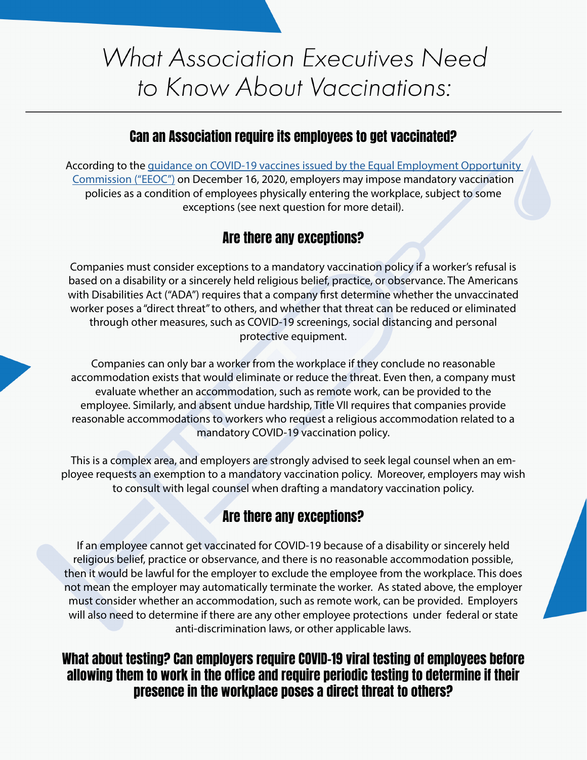# *What Association Executives Need to Know About Vaccinations:*

## Can an Association require its employees to get vaccinated?

According to the [guidance on COVID-19 vaccines issued by the Equal Employment Opportunity Commission ("EEOC")]() on December 16, 2020, employers may impose mandatory vaccination policies as a condition of employees physically entering the workplace, subject to some exceptions (see next question for more detail).

## Are there any exceptions?

Companies must consider exceptions to a mandatory vaccination policy if a worker's refusal is based on a disability or a sincerely held religious belief, practice, or observance. The Americans with Disabilities Act ("ADA") requires that a company first determine whether the unvaccinated worker poses a "direct threat" to others, and whether that threat can be reduced or eliminated through other measures, such as COVID-19 screenings, social distancing and personal protective equipment.

Companies can only bar a worker from the workplace if they conclude no reasonable accommodation exists that would eliminate or reduce the threat. Even then, a company must evaluate whether an accommodation, such as remote work, can be provided to the employee. Similarly, and absent undue hardship, Title VII requires that companies provide reasonable accommodations to workers who request a religious accommodation related to a mandatory COVID-19 vaccination policy.

This is a complex area, and employers are strongly advised to seek legal counsel when an employee requests an exemption to a mandatory vaccination policy. Moreover, employers may wish to consult with legal counsel when drafting a mandatory vaccination policy.

## Are there any exceptions?

If an employee cannot get vaccinated for COVID-19 because of a disability or sincerely held religious belief, practice or observance, and there is no reasonable accommodation possible, then it would be lawful for the employer to exclude the employee from the workplace. This does not mean the employer may automatically terminate the worker. As stated above, the employer must consider whether an accommodation, such as remote work, can be provided. Employers will also need to determine if there are any other employee protections under federal or state anti-discrimination laws, or other applicable laws.

## What about testing? Can employers require COVID-19 viral testing of employees before allowing them to work in the office and require periodic testing to determine if their presence in the workplace poses a direct threat to others?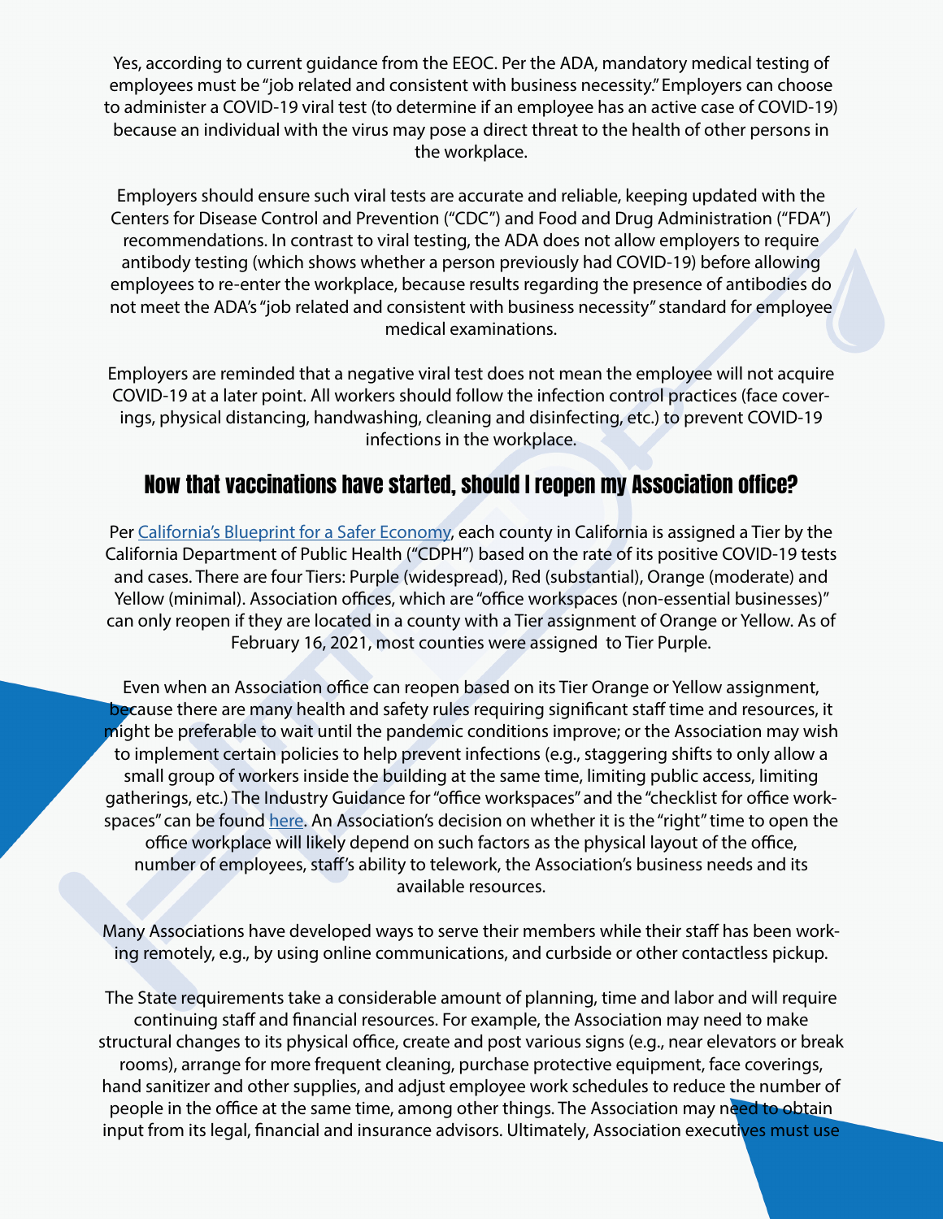Yes, according to current guidance from the EEOC. Per the ADA, mandatory medical testing of employees must be "job related and consistent with business necessity." Employers can choose to administer a COVID-19 viral test (to determine if an employee has an active case of COVID-19) because an individual with the virus may pose a direct threat to the health of other persons in the workplace.

Employers should ensure such viral tests are accurate and reliable, keeping updated with the Centers for Disease Control and Prevention ("CDC") and Food and Drug Administration ("FDA") recommendations. In contrast to viral testing, the ADA does not allow employers to require antibody testing (which shows whether a person previously had COVID-19) before allowing employees to re-enter the workplace, because results regarding the presence of antibodies do not meet the ADA's "job related and consistent with business necessity" standard for employee medical examinations.

Employers are reminded that a negative viral test does not mean the employee will not acquire COVID-19 at a later point. All workers should follow the infection control practices (face coverings, physical distancing, handwashing, cleaning and disinfecting, etc.) to prevent COVID-19 infections in the workplace.

## Now that vaccinations have started, should I reopen my Association office?

Per California's Blueprint for a Safer Economy, each county in California is assigned a Tier by the California Department of Public Health ("CDPH") based on the rate of its positive COVID-19 tests and cases. There are four Tiers: Purple (widespread), Red (substantial), Orange (moderate) and Yellow (minimal). Association offices, which are "office workspaces (non-essential businesses)" can only reopen if they are located in a county with a Tier assignment of Orange or Yellow. As of February 16, 2021, most counties were assigned to Tier Purple.

Even when an Association office can reopen based on its Tier Orange or Yellow assignment, because there are many health and safety rules requiring significant staff time and resources, it might be preferable to wait until the pandemic conditions improve; or the Association may wish to implement certain policies to help prevent infections (e.g., staggering shifts to only allow a small group of workers inside the building at the same time, limiting public access, limiting gatherings, etc.) The Industry Guidance for "office workspaces" and the "checklist for office workspaces" can be found here. An Association's decision on whether it is the "right" time to open the office workplace will likely depend on such factors as the physical layout of the office, number of employees, staff's ability to telework, the Association's business needs and its available resources.

Many Associations have developed ways to serve their members while their staff has been working remotely, e.g., by using online communications, and curbside or other contactless pickup.

The State requirements take a considerable amount of planning, time and labor and will require continuing staff and financial resources. For example, the Association may need to make structural changes to its physical office, create and post various signs (e.g., near elevators or break rooms), arrange for more frequent cleaning, purchase protective equipment, face coverings, hand sanitizer and other supplies, and adjust employee work schedules to reduce the number of people in the office at the same time, among other things. The Association may need to obtain input from its legal, financial and insurance advisors. Ultimately, Association executives must use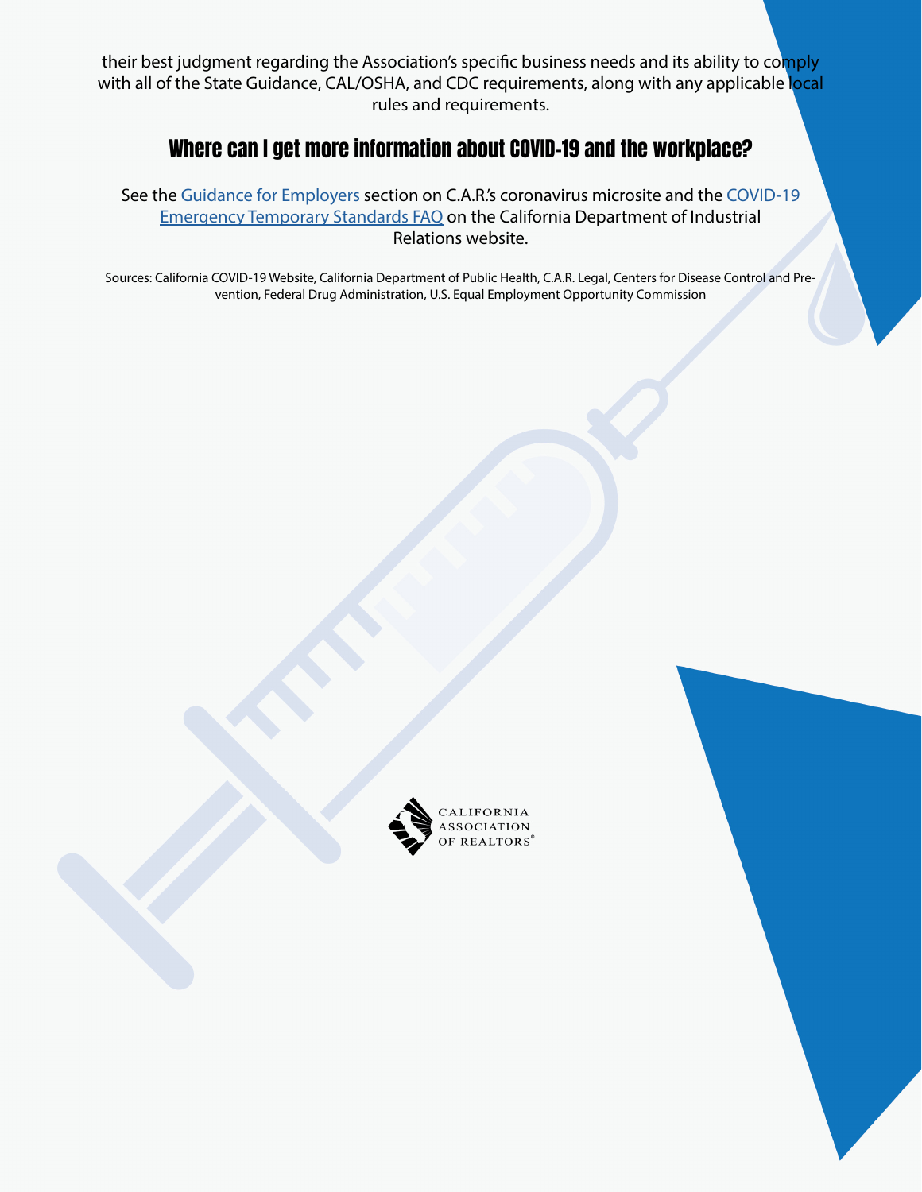their best judgment regarding the Association's specific business needs and its ability to comply with all of the State Guidance, CAL/OSHA, and CDC requirements, along with any applicable local rules and requirements.

## Where can I get more information about COVID-19 and the workplace?

See the Guidance for Employers section on C.A.R.'s coronavirus microsite and the COVID-19 Emergency Temporary Standards FAQ on the California Department of Industrial Relations website.

Sources: California COVID-19 Website, California Department of Public Health, C.A.R. Legal, Centers for Disease Control and Prevention, Federal Drug Administration, U.S. Equal Employment Opportunity Commission

CALIFORNIA ASSOCIATION OF REALTORS®